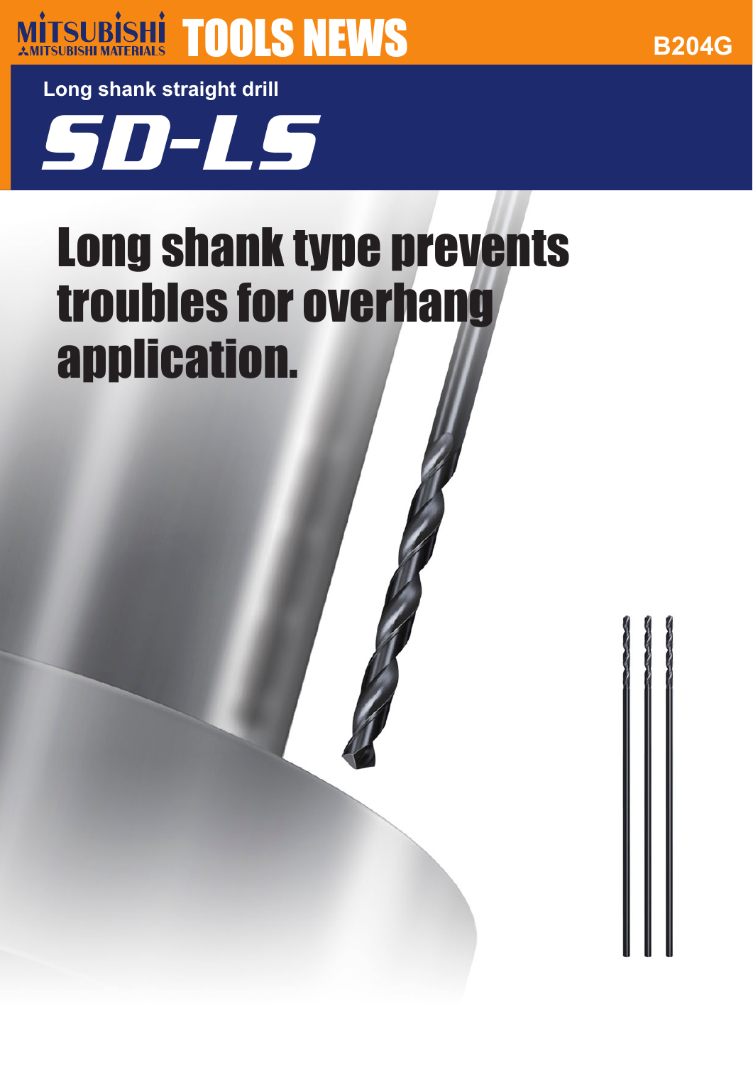MITSUBISHI MITSUBISHI MATERIALS TOOLS NEWS

B204G

Long shank straight drill

# SD-LS

## Long shank type prevents troubles for overhang application.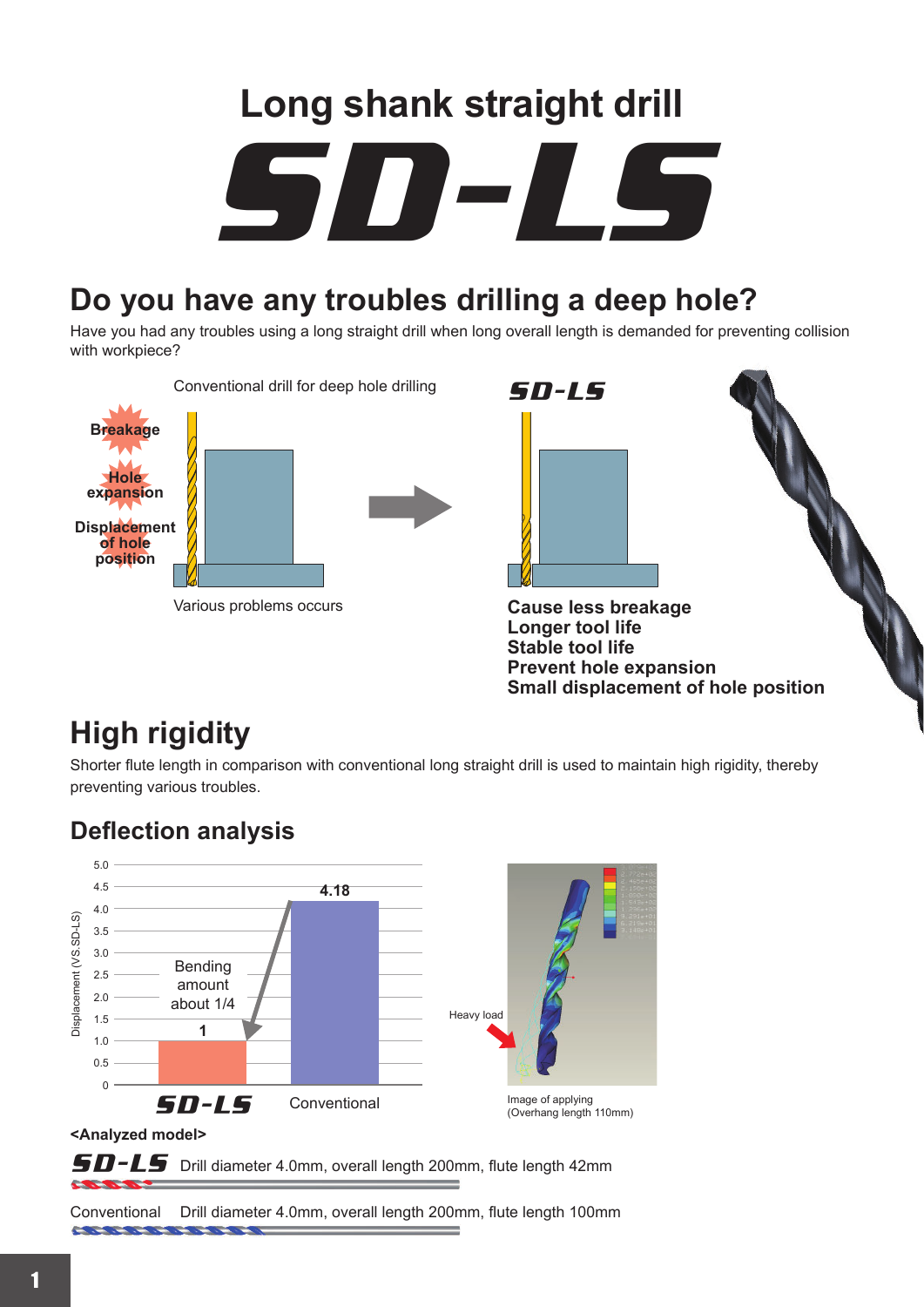# Long shank straight drill

# SD-LS

## Do you have any troubles drilling a deep hole?

Have you had any troubles using a long straight drill when long overall length is demanded for preventing collision with workpiece?

Conventional drill for deep hole drilling

Breakage

Hole expansion

Displacement of hole position

Various problems occurs

SD-LS

**Cause less breakage**
**Longer tool life**
**Stable tool life**
**Prevent hole expansion**
**Small displacement of hole position**

## High rigidity

Shorter flute length in comparison with conventional long straight drill is used to maintain high rigidity, thereby preventing various troubles.

### Deflection analysis

| | Displacement (VS.SD-LS) |
|---|---|
| SD-LS | 1 |
| Conventional | 4.18 |

Bending amount about 1/4

Heavy load

Image of applying
(Overhang length 110mm)

**<Analyzed model>**

SD-LS Drill diameter 4.0mm, overall length 200mm, flute length 42mm

Conventional Drill diameter 4.0mm, overall length 200mm, flute length 100mm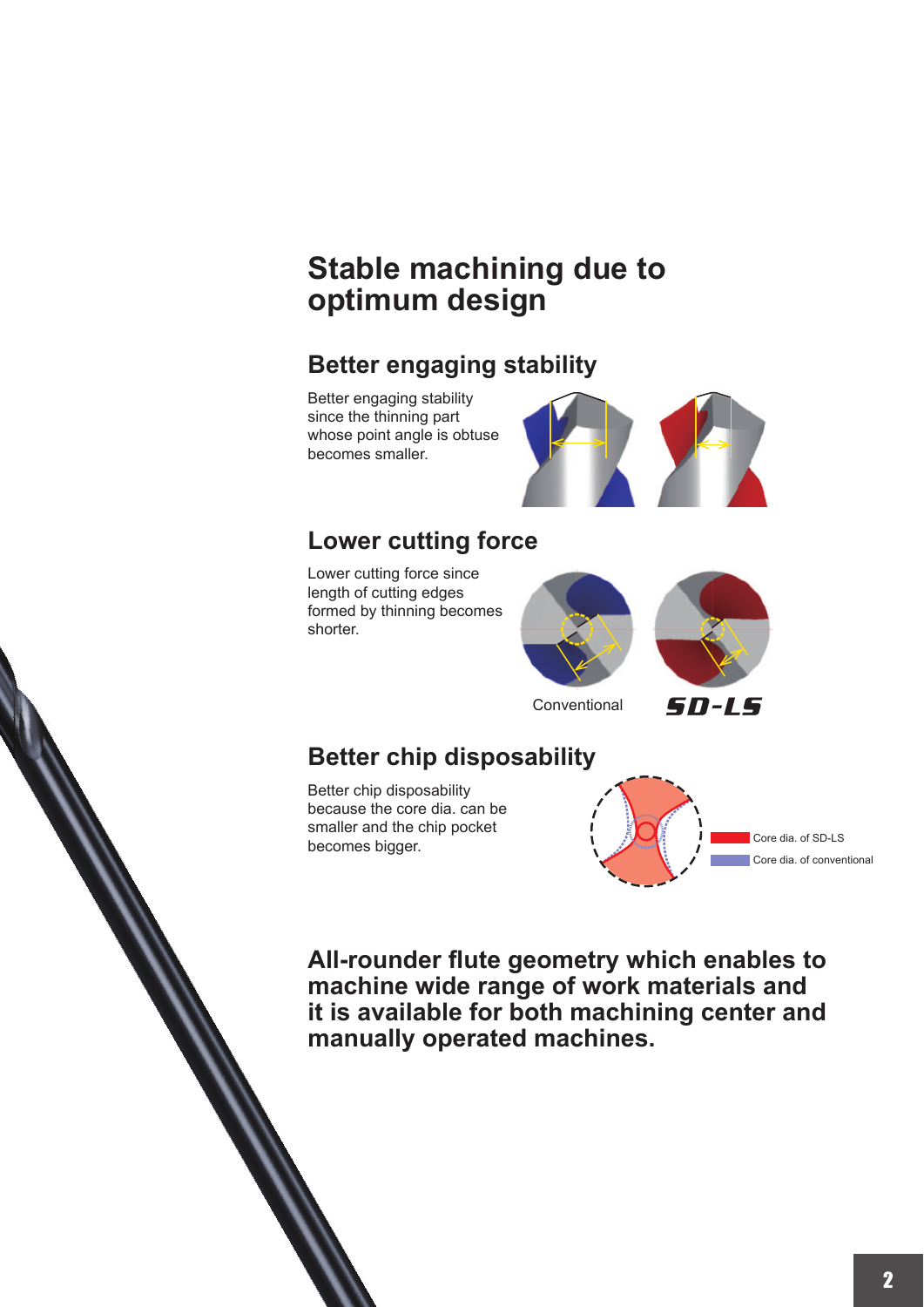# Stable machining due to optimum design

## Better engaging stability

Better engaging stability since the thinning part whose point angle is obtuse becomes smaller.

## Lower cutting force

Lower cutting force since length of cutting edges formed by thinning becomes shorter.

Conventional SD-LS

## Better chip disposability

Better chip disposability because the core dia. can be smaller and the chip pocket becomes bigger.

Core dia. of SD-LS

Core dia. of conventional

**All-rounder flute geometry which enables to machine wide range of work materials and it is available for both machining center and manually operated machines.**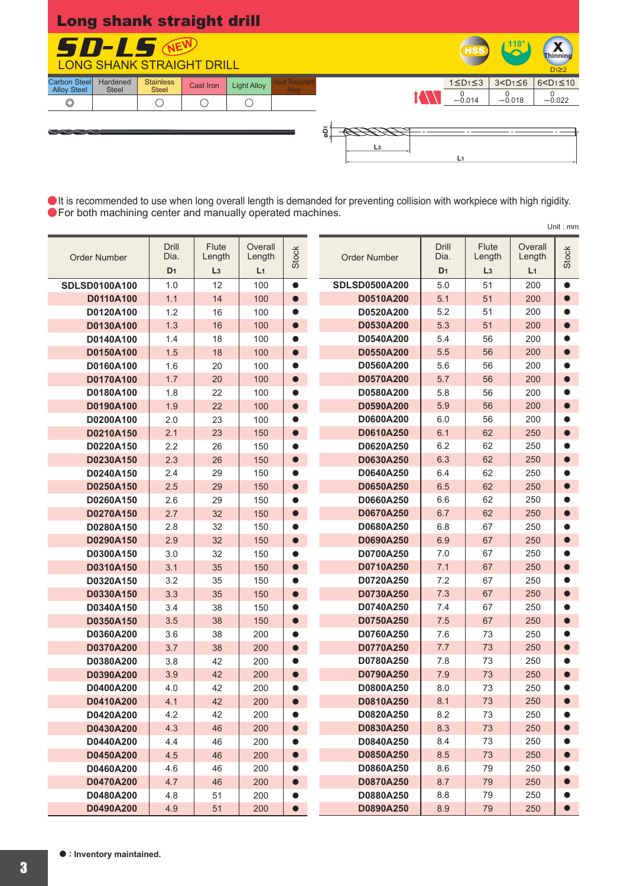# Long shank straight drill

## SD-LS NEW

LONG SHANK STRAIGHT DRILL

HSS | 118° | Thinning $D_1 \geq 2$

| Carbon Steel Alloy Steel | Hardened Steel | Stainless Steel | Cast Iron | Light Alloy | Heat Resistant Alloy |
|---|---|---|---|---|---|
| ◎ | | ○ | ○ | ○ | |

| $1 \leq D_1 \leq 3$ | $3 < D_1 \leq 6$ | $6 < D_1 \leq 10$ |
|---|---|---|
| 0 / −0.014 | 0 / −0.018 | 0 / −0.022 |

- It is recommended to use when long overall length is demanded for preventing collision with workpiece with high rigidity.
- For both machining center and manually operated machines.

Unit : mm

| Order Number | Drill Dia. $D_1$ | Flute Length $L_3$ | Overall Length $L_1$ | Stock |
|---|---|---|---|---|
| SDLSD0100A100 | 1.0 | 12 | 100 | ● |
| D0110A100 | 1.1 | 14 | 100 | ● |
| D0120A100 | 1.2 | 16 | 100 | ● |
| D0130A100 | 1.3 | 16 | 100 | ● |
| D0140A100 | 1.4 | 18 | 100 | ● |
| D0150A100 | 1.5 | 18 | 100 | ● |
| D0160A100 | 1.6 | 20 | 100 | ● |
| D0170A100 | 1.7 | 20 | 100 | ● |
| D0180A100 | 1.8 | 22 | 100 | ● |
| D0190A100 | 1.9 | 22 | 100 | ● |
| D0200A100 | 2.0 | 23 | 100 | ● |
| D0210A150 | 2.1 | 23 | 150 | ● |
| D0220A150 | 2.2 | 26 | 150 | ● |
| D0230A150 | 2.3 | 26 | 150 | ● |
| D0240A150 | 2.4 | 29 | 150 | ● |
| D0250A150 | 2.5 | 29 | 150 | ● |
| D0260A150 | 2.6 | 29 | 150 | ● |
| D0270A150 | 2.7 | 32 | 150 | ● |
| D0280A150 | 2.8 | 32 | 150 | ● |
| D0290A150 | 2.9 | 32 | 150 | ● |
| D0300A150 | 3.0 | 32 | 150 | ● |
| D0310A150 | 3.1 | 35 | 150 | ● |
| D0320A150 | 3.2 | 35 | 150 | ● |
| D0330A150 | 3.3 | 35 | 150 | ● |
| D0340A150 | 3.4 | 38 | 150 | ● |
| D0350A150 | 3.5 | 38 | 150 | ● |
| D0360A200 | 3.6 | 38 | 200 | ● |
| D0370A200 | 3.7 | 38 | 200 | ● |
| D0380A200 | 3.8 | 42 | 200 | ● |
| D0390A200 | 3.9 | 42 | 200 | ● |
| D0400A200 | 4.0 | 42 | 200 | ● |
| D0410A200 | 4.1 | 42 | 200 | ● |
| D0420A200 | 4.2 | 42 | 200 | ● |
| D0430A200 | 4.3 | 46 | 200 | ● |
| D0440A200 | 4.4 | 46 | 200 | ● |
| D0450A200 | 4.5 | 46 | 200 | ● |
| D0460A200 | 4.6 | 46 | 200 | ● |
| D0470A200 | 4.7 | 46 | 200 | ● |
| D0480A200 | 4.8 | 51 | 200 | ● |
| D0490A200 | 4.9 | 51 | 200 | ● |
| SDLSD0500A200 | 5.0 | 51 | 200 | ● |
| D0510A200 | 5.1 | 51 | 200 | ● |
| D0520A200 | 5.2 | 51 | 200 | ● |
| D0530A200 | 5.3 | 51 | 200 | ● |
| D0540A200 | 5.4 | 56 | 200 | ● |
| D0550A200 | 5.5 | 56 | 200 | ● |
| D0560A200 | 5.6 | 56 | 200 | ● |
| D0570A200 | 5.7 | 56 | 200 | ● |
| D0580A200 | 5.8 | 56 | 200 | ● |
| D0590A200 | 5.9 | 56 | 200 | ● |
| D0600A200 | 6.0 | 56 | 200 | ● |
| D0610A250 | 6.1 | 62 | 250 | ● |
| D0620A250 | 6.2 | 62 | 250 | ● |
| D0630A250 | 6.3 | 62 | 250 | ● |
| D0640A250 | 6.4 | 62 | 250 | ● |
| D0650A250 | 6.5 | 62 | 250 | ● |
| D0660A250 | 6.6 | 62 | 250 | ● |
| D0670A250 | 6.7 | 62 | 250 | ● |
| D0680A250 | 6.8 | 67 | 250 | ● |
| D0690A250 | 6.9 | 67 | 250 | ● |
| D0700A250 | 7.0 | 67 | 250 | ● |
| D0710A250 | 7.1 | 67 | 250 | ● |
| D0720A250 | 7.2 | 67 | 250 | ● |
| D0730A250 | 7.3 | 67 | 250 | ● |
| D0740A250 | 7.4 | 67 | 250 | ● |
| D0750A250 | 7.5 | 67 | 250 | ● |
| D0760A250 | 7.6 | 73 | 250 | ● |
| D0770A250 | 7.7 | 73 | 250 | ● |
| D0780A250 | 7.8 | 73 | 250 | ● |
| D0790A250 | 7.9 | 73 | 250 | ● |
| D0800A250 | 8.0 | 73 | 250 | ● |
| D0810A250 | 8.1 | 73 | 250 | ● |
| D0820A250 | 8.2 | 73 | 250 | ● |
| D0830A250 | 8.3 | 73 | 250 | ● |
| D0840A250 | 8.4 | 73 | 250 | ● |
| D0850A250 | 8.5 | 73 | 250 | ● |
| D0860A250 | 8.6 | 79 | 250 | ● |
| D0870A250 | 8.7 | 79 | 250 | ● |
| D0880A250 | 8.8 | 79 | 250 | ● |
| D0890A250 | 8.9 | 79 | 250 | ● |

● : Inventory maintained.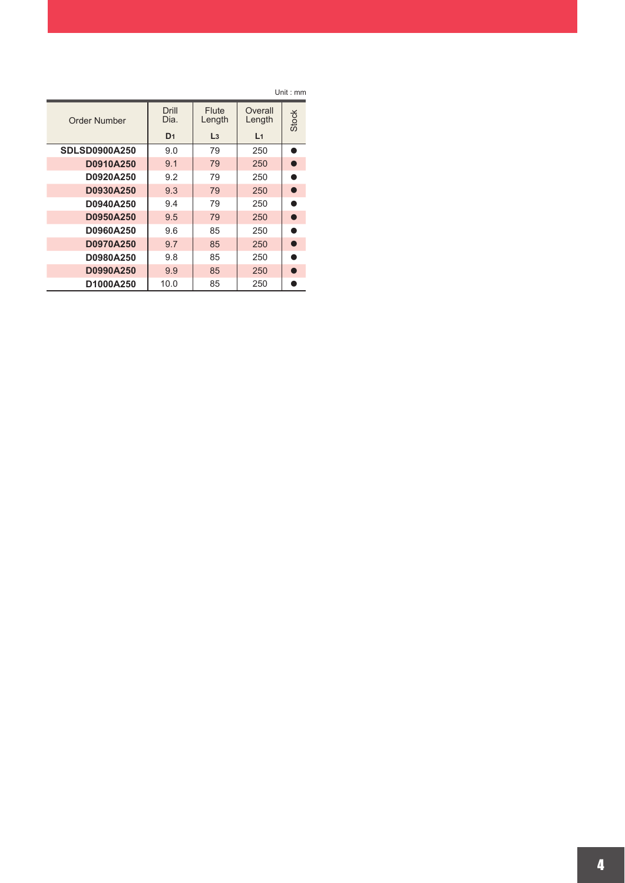Unit : mm

| Order Number | Drill Dia. $D_1$ | Flute Length $L_3$ | Overall Length $L_1$ | Stock |
|---|---|---|---|---|
| **SDLSD0900A250** | 9.0 | 79 | 250 | ● |
| **D0910A250** | 9.1 | 79 | 250 | ● |
| **D0920A250** | 9.2 | 79 | 250 | ● |
| **D0930A250** | 9.3 | 79 | 250 | ● |
| **D0940A250** | 9.4 | 79 | 250 | ● |
| **D0950A250** | 9.5 | 79 | 250 | ● |
| **D0960A250** | 9.6 | 85 | 250 | ● |
| **D0970A250** | 9.7 | 85 | 250 | ● |
| **D0980A250** | 9.8 | 85 | 250 | ● |
| **D0990A250** | 9.9 | 85 | 250 | ● |
| **D1000A250** | 10.0 | 85 | 250 | ● |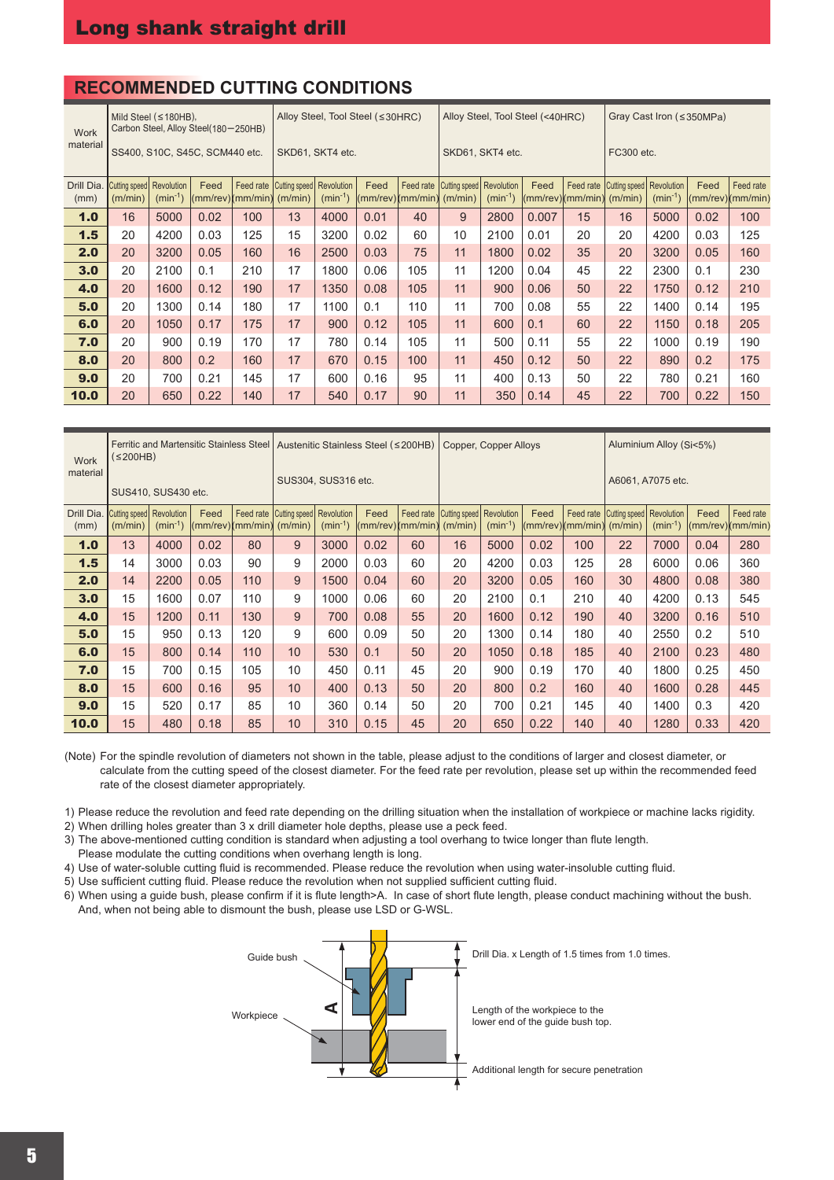# Long shank straight drill

## RECOMMENDED CUTTING CONDITIONS

| Work material | Mild Steel (≤180HB), Carbon Steel, Alloy Steel(180−250HB) SS400, S10C, S45C, SCM440 etc. | | | | Alloy Steel, Tool Steel (≤30HRC) SKD61, SKT4 etc. | | | | Alloy Steel, Tool Steel (<40HRC) SKD61, SKT4 etc. | | | | Gray Cast Iron (≤350MPa) FC300 etc. | | | |
|---|---|---|---|---|---|---|---|---|---|---|---|---|---|---|---|---|
| Drill Dia. (mm) | Cutting speed (m/min) | Revolution ($min^{-1}$) | Feed (mm/rev) | Feed rate (mm/min) | Cutting speed (m/min) | Revolution ($min^{-1}$) | Feed (mm/rev) | Feed rate (mm/min) | Cutting speed (m/min) | Revolution ($min^{-1}$) | Feed (mm/rev) | Feed rate (mm/min) | Cutting speed (m/min) | Revolution ($min^{-1}$) | Feed (mm/rev) | Feed rate (mm/min) |
| **1.0** | 16 | 5000 | 0.02 | 100 | 13 | 4000 | 0.01 | 40 | 9 | 2800 | 0.007 | 15 | 16 | 5000 | 0.02 | 100 |
| **1.5** | 20 | 4200 | 0.03 | 125 | 15 | 3200 | 0.02 | 60 | 10 | 2100 | 0.01 | 20 | 20 | 4200 | 0.03 | 125 |
| **2.0** | 20 | 3200 | 0.05 | 160 | 16 | 2500 | 0.03 | 75 | 11 | 1800 | 0.02 | 35 | 20 | 3200 | 0.05 | 160 |
| **3.0** | 20 | 2100 | 0.1 | 210 | 17 | 1800 | 0.06 | 105 | 11 | 1200 | 0.04 | 45 | 22 | 2300 | 0.1 | 230 |
| **4.0** | 20 | 1600 | 0.12 | 190 | 17 | 1350 | 0.08 | 105 | 11 | 900 | 0.06 | 50 | 22 | 1750 | 0.12 | 210 |
| **5.0** | 20 | 1300 | 0.14 | 180 | 17 | 1100 | 0.1 | 110 | 11 | 700 | 0.08 | 55 | 22 | 1400 | 0.14 | 195 |
| **6.0** | 20 | 1050 | 0.17 | 175 | 17 | 900 | 0.12 | 105 | 11 | 600 | 0.1 | 60 | 22 | 1150 | 0.18 | 205 |
| **7.0** | 20 | 900 | 0.19 | 170 | 17 | 780 | 0.14 | 105 | 11 | 500 | 0.11 | 55 | 22 | 1000 | 0.19 | 190 |
| **8.0** | 20 | 800 | 0.2 | 160 | 17 | 670 | 0.15 | 100 | 11 | 450 | 0.12 | 50 | 22 | 890 | 0.2 | 175 |
| **9.0** | 20 | 700 | 0.21 | 145 | 17 | 600 | 0.16 | 95 | 11 | 400 | 0.13 | 50 | 22 | 780 | 0.21 | 160 |
| **10.0** | 20 | 650 | 0.22 | 140 | 17 | 540 | 0.17 | 90 | 11 | 350 | 0.14 | 45 | 22 | 700 | 0.22 | 150 |

| Work material | Ferritic and Martensitic Stainless Steel (≤200HB) SUS410, SUS430 etc. | | | | Austenitic Stainless Steel (≤200HB) SUS304, SUS316 etc. | | | | Copper, Copper Alloys | | | | Aluminium Alloy (Si<5%) A6061, A7075 etc. | | | |
|---|---|---|---|---|---|---|---|---|---|---|---|---|---|---|---|---|
| Drill Dia. (mm) | Cutting speed (m/min) | Revolution ($min^{-1}$) | Feed (mm/rev) | Feed rate (mm/min) | Cutting speed (m/min) | Revolution ($min^{-1}$) | Feed (mm/rev) | Feed rate (mm/min) | Cutting speed (m/min) | Revolution ($min^{-1}$) | Feed (mm/rev) | Feed rate (mm/min) | Cutting speed (m/min) | Revolution ($min^{-1}$) | Feed (mm/rev) | Feed rate (mm/min) |
| **1.0** | 13 | 4000 | 0.02 | 80 | 9 | 3000 | 0.02 | 60 | 16 | 5000 | 0.02 | 100 | 22 | 7000 | 0.04 | 280 |
| **1.5** | 14 | 3000 | 0.03 | 90 | 9 | 2000 | 0.03 | 60 | 20 | 4200 | 0.03 | 125 | 28 | 6000 | 0.06 | 360 |
| **2.0** | 14 | 2200 | 0.05 | 110 | 9 | 1500 | 0.04 | 60 | 20 | 3200 | 0.05 | 160 | 30 | 4800 | 0.08 | 380 |
| **3.0** | 15 | 1600 | 0.07 | 110 | 9 | 1000 | 0.06 | 60 | 20 | 2100 | 0.1 | 210 | 40 | 4200 | 0.13 | 545 |
| **4.0** | 15 | 1200 | 0.11 | 130 | 9 | 700 | 0.08 | 55 | 20 | 1600 | 0.12 | 190 | 40 | 3200 | 0.16 | 510 |
| **5.0** | 15 | 950 | 0.13 | 120 | 9 | 600 | 0.09 | 50 | 20 | 1300 | 0.14 | 180 | 40 | 2550 | 0.2 | 510 |
| **6.0** | 15 | 800 | 0.14 | 110 | 10 | 530 | 0.1 | 50 | 20 | 1050 | 0.18 | 185 | 40 | 2100 | 0.23 | 480 |
| **7.0** | 15 | 700 | 0.15 | 105 | 10 | 450 | 0.11 | 45 | 20 | 900 | 0.19 | 170 | 40 | 1800 | 0.25 | 450 |
| **8.0** | 15 | 600 | 0.16 | 95 | 10 | 400 | 0.13 | 50 | 20 | 800 | 0.2 | 160 | 40 | 1600 | 0.28 | 445 |
| **9.0** | 15 | 520 | 0.17 | 90 | 10 | 360 | 0.14 | 50 | 20 | 700 | 0.21 | 145 | 40 | 1400 | 0.3 | 420 |
| **10.0** | 15 | 480 | 0.18 | 85 | 10 | 310 | 0.15 | 45 | 20 | 650 | 0.22 | 140 | 40 | 1280 | 0.33 | 420 |

(Note) For the spindle revolution of diameters not shown in the table, please adjust to the conditions of larger and closest diameter, or calculate from the cutting speed of the closest diameter. For the feed rate per revolution, please set up within the recommended feed rate of the closest diameter appropriately.

1) Please reduce the revolution and feed rate depending on the drilling situation when the installation of workpiece or machine lacks rigidity.
2) When drilling holes greater than 3 x drill diameter hole depths, please use a peck feed.
3) The above-mentioned cutting condition is standard when adjusting a tool overhang to twice longer than flute length. Please modulate the cutting conditions when overhang length is long.
4) Use of water-soluble cutting fluid is recommended. Please reduce the revolution when using water-insoluble cutting fluid.
5) Use sufficient cutting fluid. Please reduce the revolution when not supplied sufficient cutting fluid.
6) When using a guide bush, please confirm if it is flute length>A. In case of short flute length, please conduct machining without the bush. And, when not being able to dismount the bush, please use LSD or G-WSL.

Guide bush

Workpiece

A

Drill Dia. x Length of 1.5 times from 1.0 times.

Length of the workpiece to the lower end of the guide bush top.

Additional length for secure penetration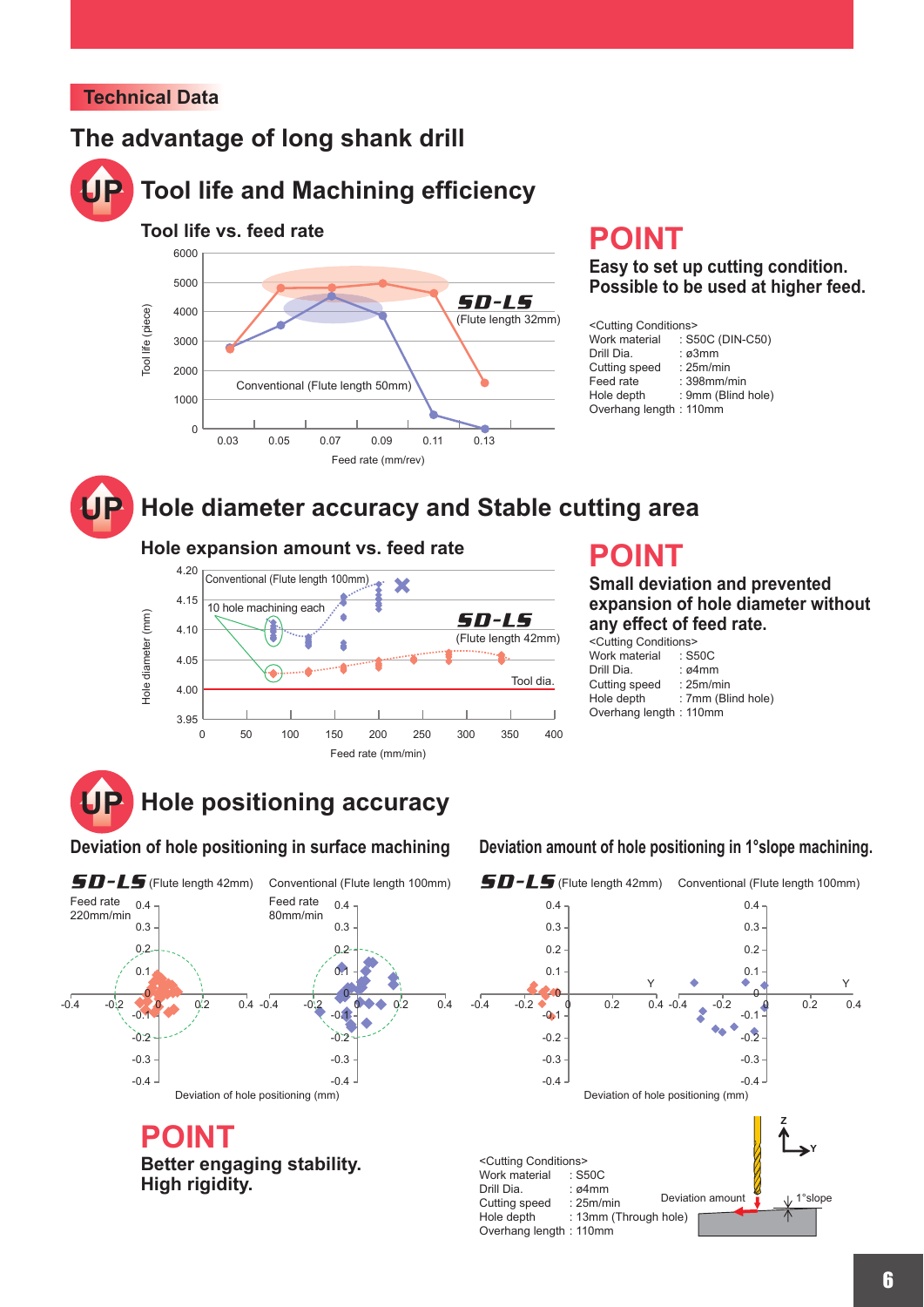## Technical Data

# The advantage of long shank drill

## UP Tool life and Machining efficiency

### Tool life vs. feed rate

Tool life (piece): 0, 1000, 2000, 3000, 4000, 5000, 6000

Feed rate (mm/rev): 0.03, 0.05, 0.07, 0.09, 0.11, 0.13

SD-LS (Flute length 32mm)

Conventional (Flute length 50mm)

### POINT

**Easy to set up cutting condition.**
**Possible to be used at higher feed.**

<Cutting Conditions>
Work material : S50C (DIN-C50)
Drill Dia. : ø3mm
Cutting speed : 25m/min
Feed rate : 398mm/min
Hole depth : 9mm (Blind hole)
Overhang length : 110mm

## UP Hole diameter accuracy and Stable cutting area

### Hole expansion amount vs. feed rate

Hole diameter (mm): 3.95, 4.00, 4.05, 4.10, 4.15, 4.20

Feed rate (mm/min): 0, 50, 100, 150, 200, 250, 300, 350, 400

Conventional (Flute length 100mm)

10 hole machining each

SD-LS (Flute length 42mm)

Tool dia.

### POINT

**Small deviation and prevented expansion of hole diameter without any effect of feed rate.**

<Cutting Conditions>
Work material : S50C
Drill Dia. : ø4mm
Cutting speed : 25m/min
Hole depth : 7mm (Blind hole)
Overhang length : 110mm

## UP Hole positioning accuracy

### Deviation of hole positioning in surface machining

SD-LS (Flute length 42mm) — Feed rate 220mm/min

Conventional (Flute length 100mm) — Feed rate 80mm/min

Deviation of hole positioning (mm)

### Deviation amount of hole positioning in 1°slope machining.

SD-LS (Flute length 42mm)

Conventional (Flute length 100mm)

Deviation of hole positioning (mm)

### POINT

**Better engaging stability.**
**High rigidity.**

<Cutting Conditions>
Work material : S50C
Drill Dia. : ø4mm
Cutting speed : 25m/min
Hole depth : 13mm (Through hole)
Overhang length : 110mm

Deviation amount

1°slope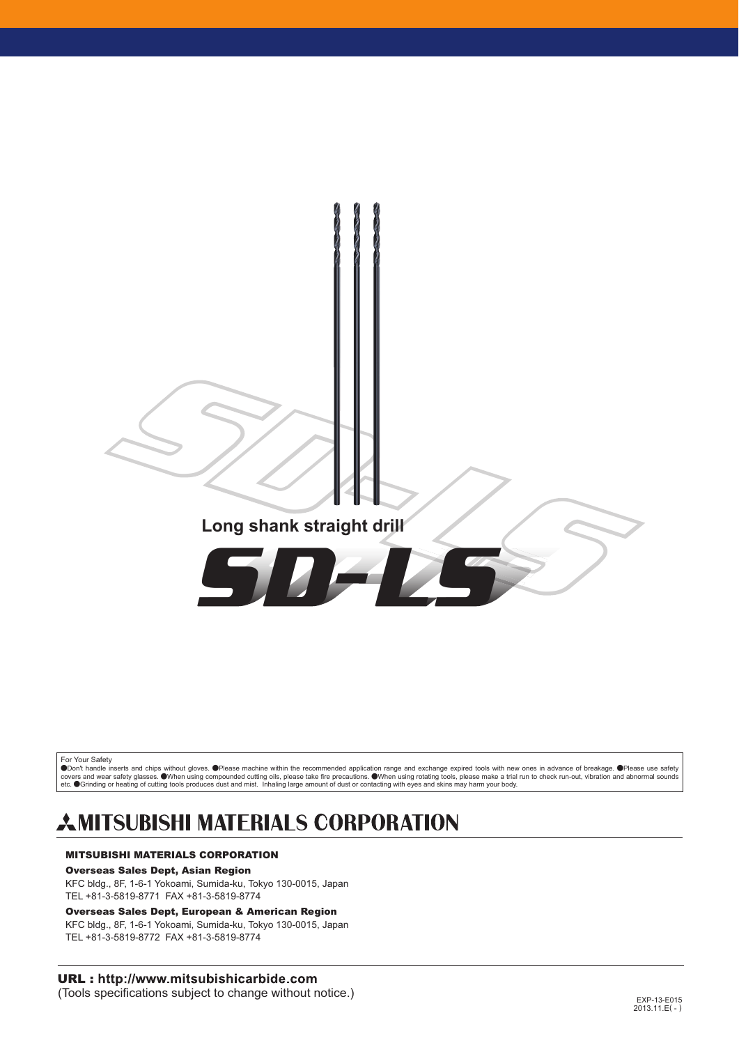Long shank straight drill

# SD-LS

For Your Safety
●Don't handle inserts and chips without gloves. ●Please machine within the recommended application range and exchange expired tools with new ones in advance of breakage. ●Please use safety covers and wear safety glasses. ●When using compounded cutting oils, please take fire precautions. ●When using rotating tools, please make a trial run to check run-out, vibration and abnormal sounds etc. ●Grinding or heating of cutting tools produces dust and mist. Inhaling large amount of dust or contacting with eyes and skins may harm your body.

## MITSUBISHI MATERIALS CORPORATION

**MITSUBISHI MATERIALS CORPORATION**

**Overseas Sales Dept, Asian Region**
KFC bldg., 8F, 1-6-1 Yokoami, Sumida-ku, Tokyo 130-0015, Japan
TEL +81-3-5819-8771 FAX +81-3-5819-8774

**Overseas Sales Dept, European & American Region**
KFC bldg., 8F, 1-6-1 Yokoami, Sumida-ku, Tokyo 130-0015, Japan
TEL +81-3-5819-8772 FAX +81-3-5819-8774

**URL : http://www.mitsubishicarbide.com**
(Tools specifications subject to change without notice.)

EXP-13-E015
2013.11.E( - )